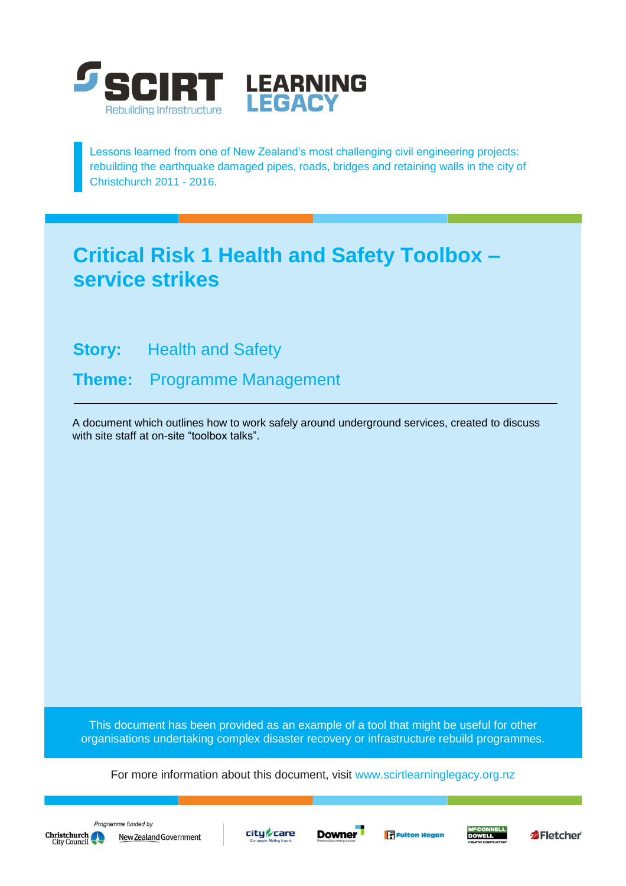SCIRT Rebuilding Infrastructure

LEARNING LEGACY

Lessons learned from one of New Zealand's most challenging civil engineering projects: rebuilding the earthquake damaged pipes, roads, bridges and retaining walls in the city of Christchurch 2011 - 2016.

# Critical Risk 1 Health and Safety Toolbox – service strikes

**Story:** Health and Safety

**Theme:** Programme Management

---

A document which outlines how to work safely around underground services, created to discuss with site staff at on-site "toolbox talks".

This document has been provided as an example of a tool that might be useful for other organisations undertaking complex disaster recovery or infrastructure rebuild programmes.

For more information about this document, visit www.scirtlearninglegacy.org.nz

*Programme funded by*

Christchurch City Council    New Zealand Government    city care    Downer    Fulton Hogan    McCONNELL DOWELL    Fletcher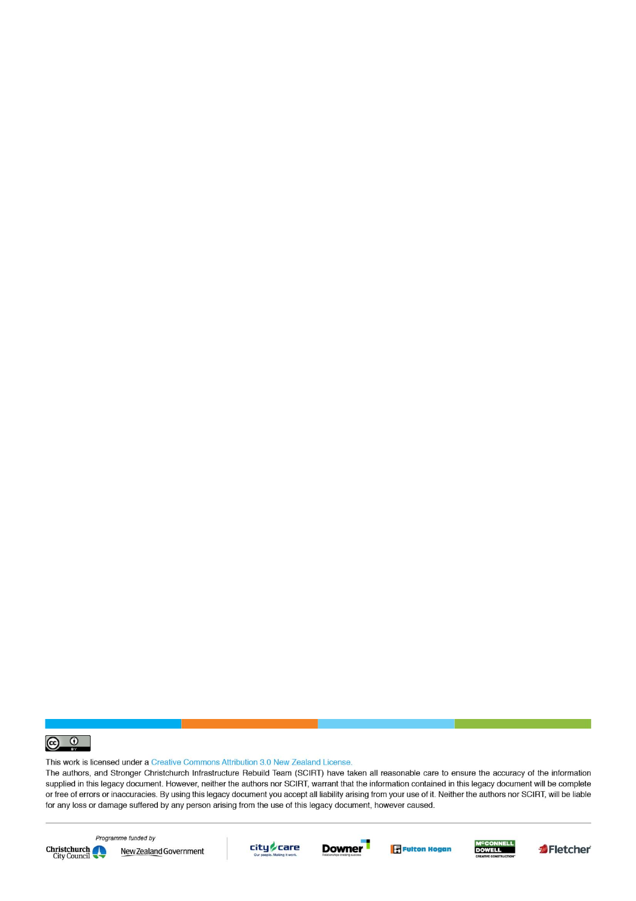This work is licensed under a Creative Commons Attribution 3.0 New Zealand License.

The authors, and Stronger Christchurch Infrastructure Rebuild Team (SCIRT) have taken all reasonable care to ensure the accuracy of the information supplied in this legacy document. However, neither the authors nor SCIRT, warrant that the information contained in this legacy document will be complete or free of errors or inaccuracies. By using this legacy document you accept all liability arising from your use of it. Neither the authors nor SCIRT, will be liable for any loss or damage suffered by any person arising from the use of this legacy document, however caused.

*Programme funded by*

Christchurch City Council | New Zealand Government | City Care | Downer | Fulton Hogan | McConnell Dowell | Fletcher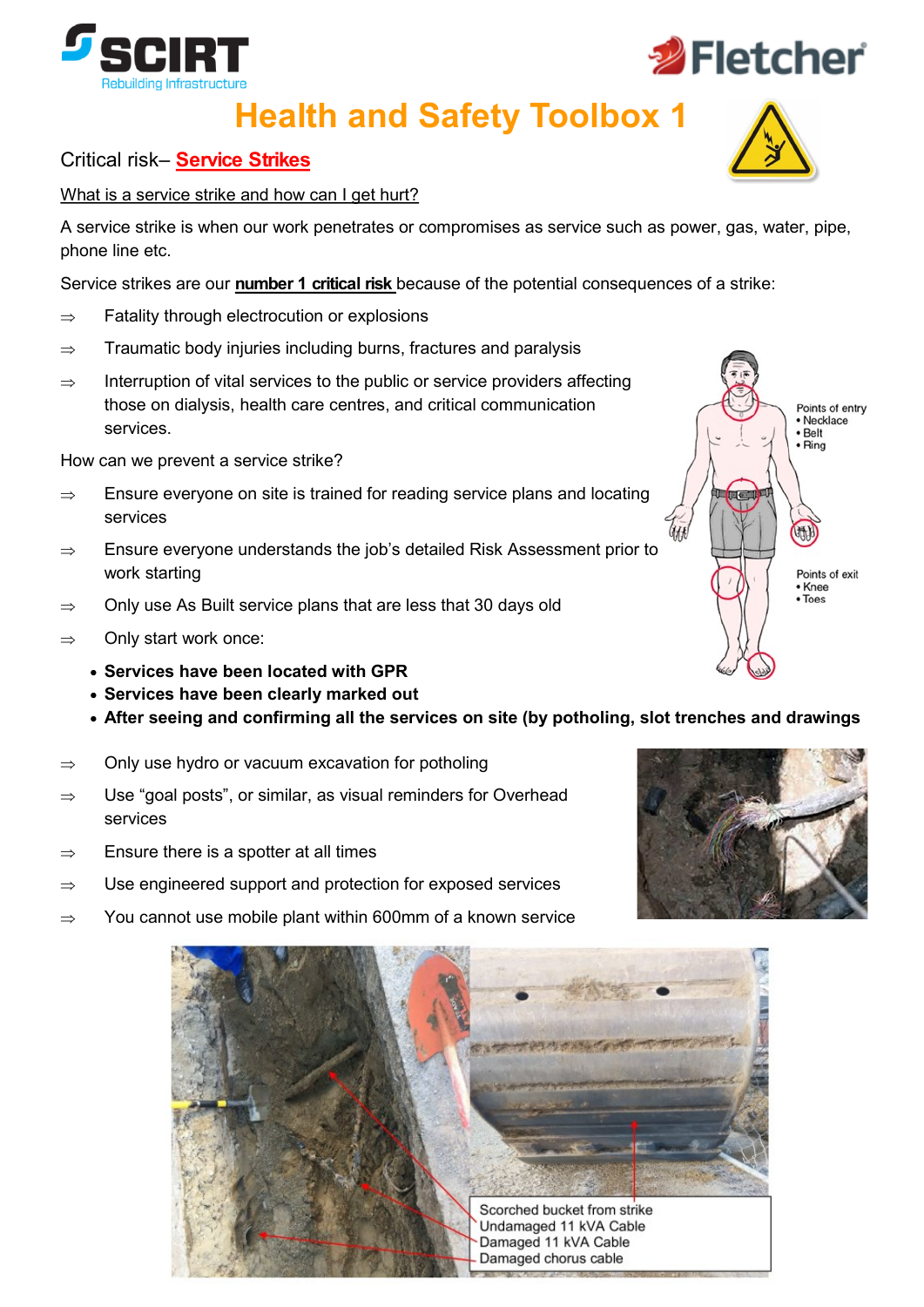# Health and Safety Toolbox 1

Critical risk– **Service Strikes**

What is a service strike and how can I get hurt?

A service strike is when our work penetrates or compromises as service such as power, gas, water, pipe, phone line etc.

Service strikes are our **number 1 critical risk** because of the potential consequences of a strike:

- ⇒ Fatality through electrocution or explosions
- ⇒ Traumatic body injuries including burns, fractures and paralysis
- ⇒ Interruption of vital services to the public or service providers affecting those on dialysis, health care centres, and critical communication services.

Points of entry
- Necklace
- Belt
- Ring

Points of exit
- Knee
- Toes

How can we prevent a service strike?

- ⇒ Ensure everyone on site is trained for reading service plans and locating services
- ⇒ Ensure everyone understands the job's detailed Risk Assessment prior to work starting
- ⇒ Only use As Built service plans that are less that 30 days old
- ⇒ Only start work once:
  - **Services have been located with GPR**
  - **Services have been clearly marked out**
  - **After seeing and confirming all the services on site (by potholing, slot trenches and drawings**
- ⇒ Only use hydro or vacuum excavation for potholing
- ⇒ Use "goal posts", or similar, as visual reminders for Overhead services
- ⇒ Ensure there is a spotter at all times
- ⇒ Use engineered support and protection for exposed services
- ⇒ You cannot use mobile plant within 600mm of a known service

Scorched bucket from strike
Undamaged 11 kVA Cable
Damaged 11 kVA Cable
Damaged chorus cable